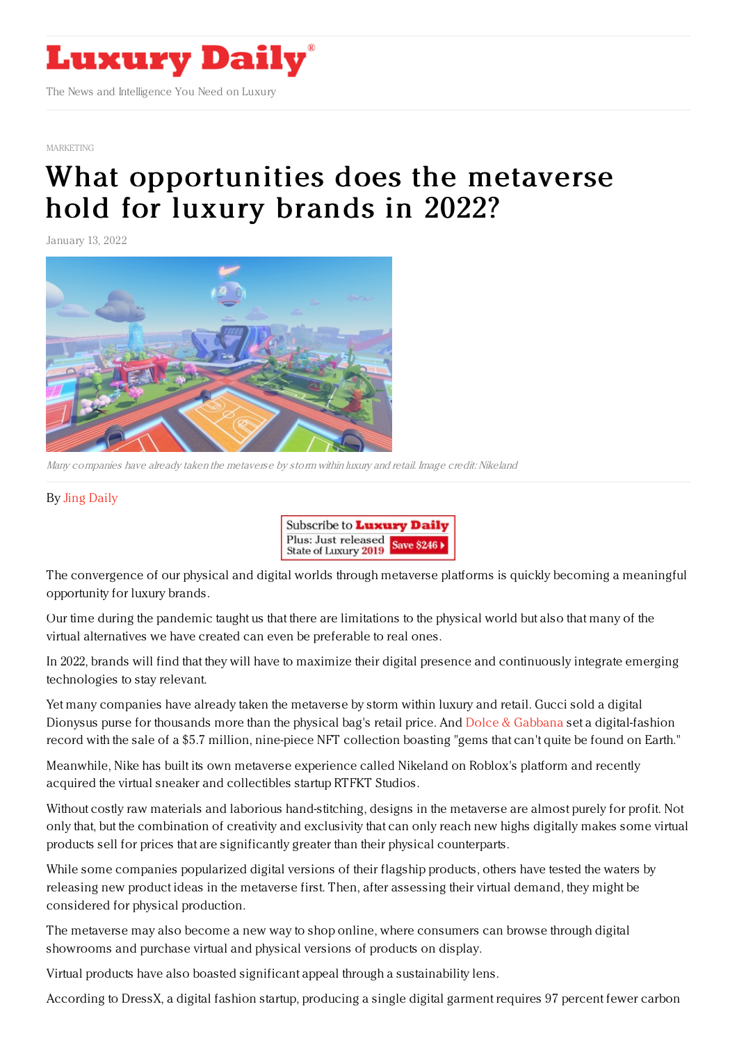MARKETING

# What opportunities does the metaverse hold for luxury brands in 2022?

January 13, 2022

*Many companies have already taken the metaverse by storm within luxury and retail. Image credit: Nikeland*

By Jing Daily

The convergence of our physical and digital worlds through metaverse platforms is quickly becoming a meaningful opportunity for luxury brands.

Our time during the pandemic taught us that there are limitations to the physical world but also that many of the virtual alternatives we have created can even be preferable to real ones.

In 2022, brands will find that they will have to maximize their digital presence and continuously integrate emerging technologies to stay relevant.

Yet many companies have already taken the metaverse by storm within luxury and retail. Gucci sold a digital Dionysus purse for thousands more than the physical bag's retail price. And Dolce & Gabbana set a digital-fashion record with the sale of a $5.7 million, nine-piece NFT collection boasting "gems that can't quite be found on Earth."

Meanwhile, Nike has built its own metaverse experience called Nikeland on Roblox's platform and recently acquired the virtual sneaker and collectibles startup RTFKT Studios.

Without costly raw materials and laborious hand-stitching, designs in the metaverse are almost purely for profit. Not only that, but the combination of creativity and exclusivity that can only reach new highs digitally makes some virtual products sell for prices that are significantly greater than their physical counterparts.

While some companies popularized digital versions of their flagship products, others have tested the waters by releasing new product ideas in the metaverse first. Then, after assessing their virtual demand, they might be considered for physical production.

The metaverse may also become a new way to shop online, where consumers can browse through digital showrooms and purchase virtual and physical versions of products on display.

Virtual products have also boasted significant appeal through a sustainability lens.

According to DressX, a digital fashion startup, producing a single digital garment requires 97 percent fewer carbon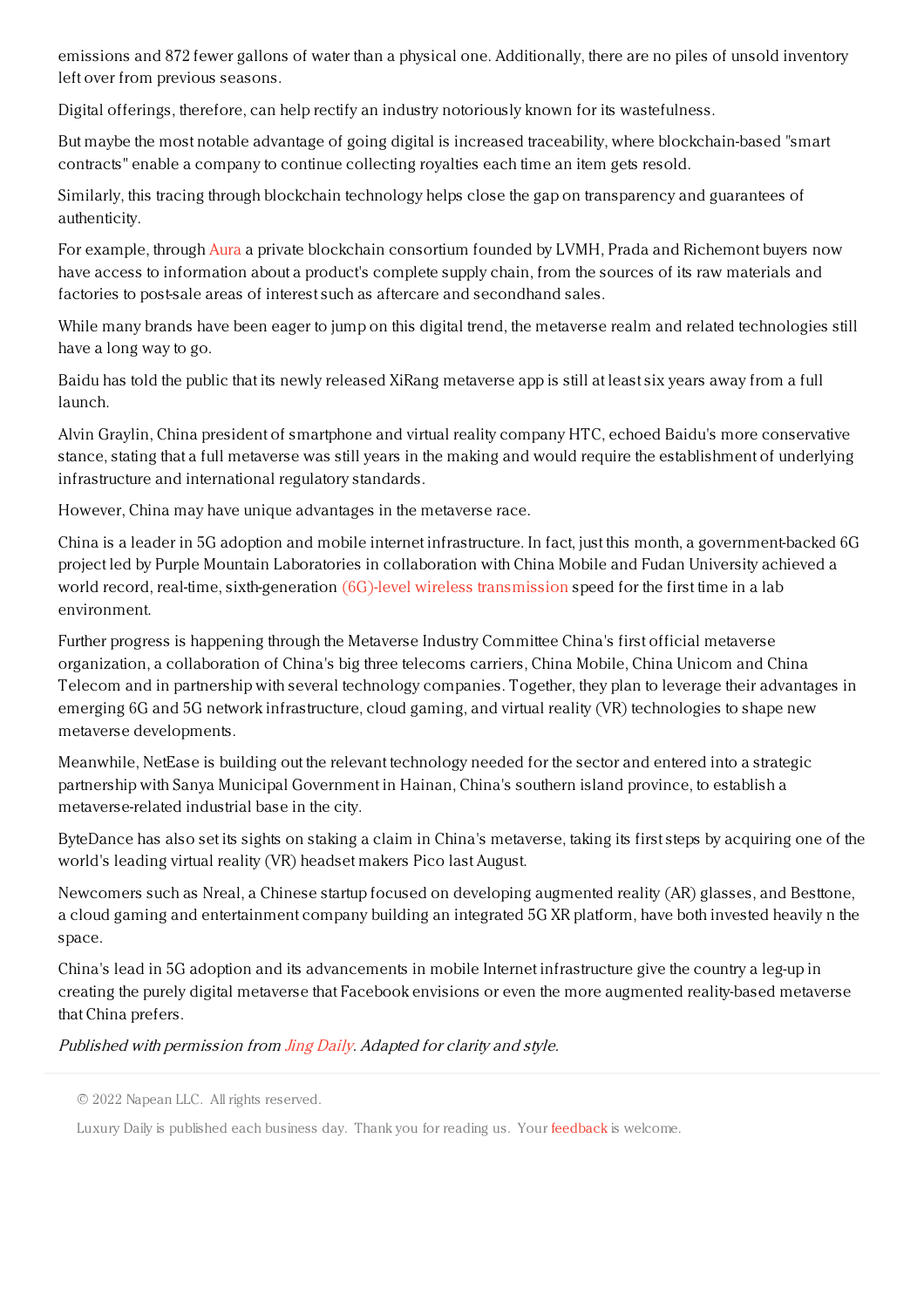emissions and 872 fewer gallons of water than a physical one. Additionally, there are no piles of unsold inventory left over from previous seasons.

Digital offerings, therefore, can help rectify an industry notoriously known for its wastefulness.

But maybe the most notable advantage of going digital is increased traceability, where blockchain-based "smart contracts" enable a company to continue collecting royalties each time an item gets resold.

Similarly, this tracing through blockchain technology helps close the gap on transparency and guarantees of authenticity.

For example, through Aura a private blockchain consortium founded by LVMH, Prada and Richemont buyers now have access to information about a product's complete supply chain, from the sources of its raw materials and factories to post-sale areas of interest such as aftercare and secondhand sales.

While many brands have been eager to jump on this digital trend, the metaverse realm and related technologies still have a long way to go.

Baidu has told the public that its newly released XiRang metaverse app is still at least six years away from a full launch.

Alvin Graylin, China president of smartphone and virtual reality company HTC, echoed Baidu's more conservative stance, stating that a full metaverse was still years in the making and would require the establishment of underlying infrastructure and international regulatory standards.

However, China may have unique advantages in the metaverse race.

China is a leader in 5G adoption and mobile internet infrastructure. In fact, just this month, a government-backed 6G project led by Purple Mountain Laboratories in collaboration with China Mobile and Fudan University achieved a world record, real-time, sixth-generation (6G)-level wireless transmission speed for the first time in a lab environment.

Further progress is happening through the Metaverse Industry Committee China's first official metaverse organization, a collaboration of China's big three telecoms carriers, China Mobile, China Unicom and China Telecom and in partnership with several technology companies. Together, they plan to leverage their advantages in emerging 6G and 5G network infrastructure, cloud gaming, and virtual reality (VR) technologies to shape new metaverse developments.

Meanwhile, NetEase is building out the relevant technology needed for the sector and entered into a strategic partnership with Sanya Municipal Government in Hainan, China's southern island province, to establish a metaverse-related industrial base in the city.

ByteDance has also set its sights on staking a claim in China's metaverse, taking its first steps by acquiring one of the world's leading virtual reality (VR) headset makers Pico last August.

Newcomers such as Nreal, a Chinese startup focused on developing augmented reality (AR) glasses, and Besttone, a cloud gaming and entertainment company building an integrated 5G XR platform, have both invested heavily n the space.

China's lead in 5G adoption and its advancements in mobile Internet infrastructure give the country a leg-up in creating the purely digital metaverse that Facebook envisions or even the more augmented reality-based metaverse that China prefers.

*Published with permission from Jing Daily. Adapted for clarity and style.*

© 2022 Napean LLC. All rights reserved.

Luxury Daily is published each business day. Thank you for reading us. Your feedback is welcome.